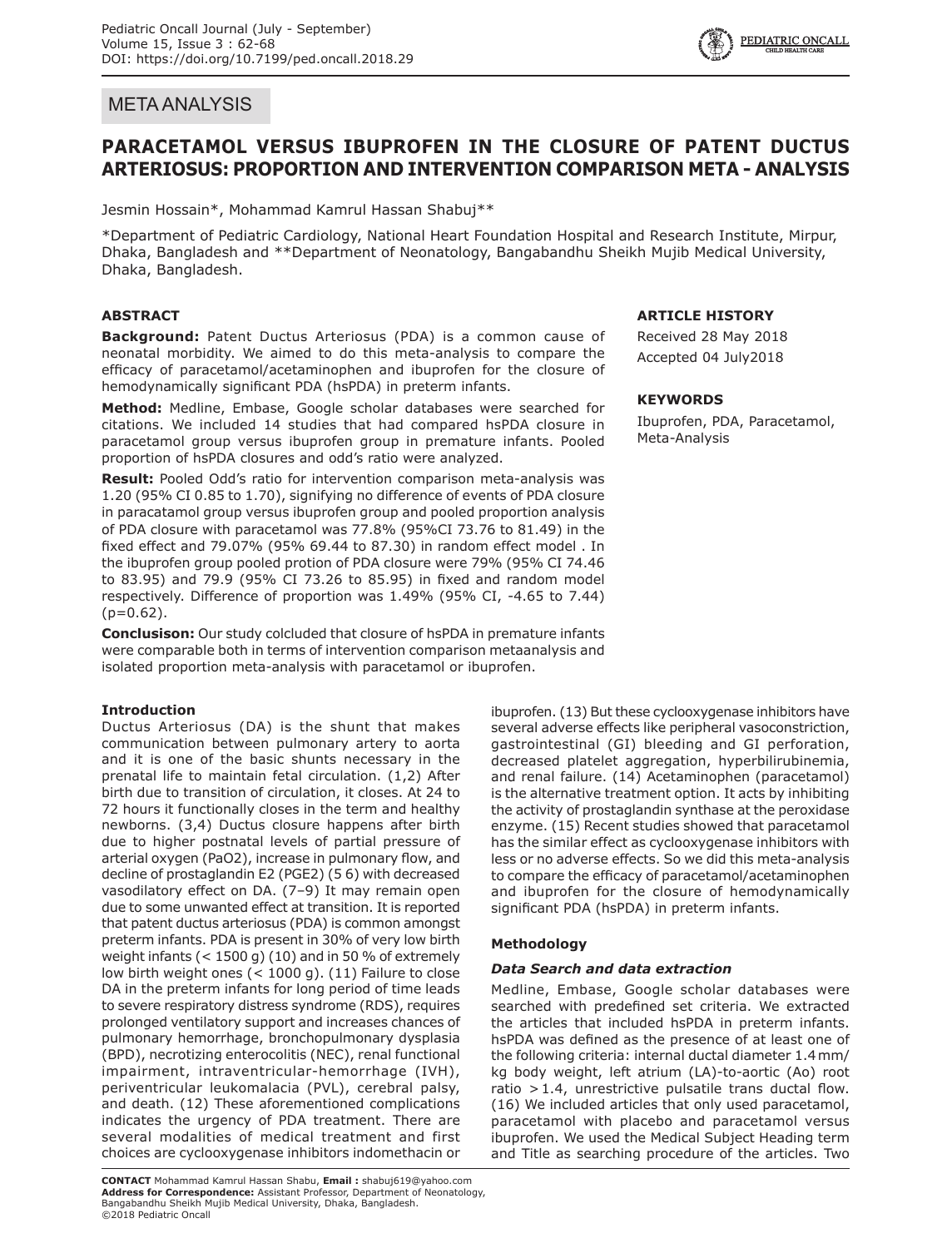META ANALYSIS

# PARACETAMOL VERSUS IBUPROFEN IN THE CLOSURE OF PATENT DUCTUS ARTERIOSUS: PROPORTION AND INTERVENTION COMPARISON META - ANALYSIS

Jesmin Hossain*, Mohammad Kamrul Hassan Shabuj**

*Department of Pediatric Cardiology, National Heart Foundation Hospital and Research Institute, Mirpur, Dhaka, Bangladesh and **Department of Neonatology, Bangabandhu Sheikh Mujib Medical University, Dhaka, Bangladesh.

## ABSTRACT

**Background:** Patent Ductus Arteriosus (PDA) is a common cause of neonatal morbidity. We aimed to do this meta-analysis to compare the efficacy of paracetamol/acetaminophen and ibuprofen for the closure of hemodynamically significant PDA (hsPDA) in preterm infants.

**Method:** Medline, Embase, Google scholar databases were searched for citations. We included 14 studies that had compared hsPDA closure in paracetamol group versus ibuprofen group in premature infants. Pooled proportion of hsPDA closures and odd's ratio were analyzed.

**Result:** Pooled Odd's ratio for intervention comparison meta-analysis was 1.20 (95% CI 0.85 to 1.70), signifying no difference of events of PDA closure in paracatamol group versus ibuprofen group and pooled proportion analysis of PDA closure with paracetamol was 77.8% (95%CI 73.76 to 81.49) in the fixed effect and 79.07% (95% 69.44 to 87.30) in random effect model . In the ibuprofen group pooled protion of PDA closure were 79% (95% CI 74.46 to 83.95) and 79.9 (95% CI 73.26 to 85.95) in fixed and random model respectively. Difference of proportion was 1.49% (95% CI, -4.65 to 7.44) ($p=0.62$).

**Conclusison:** Our study colcluded that closure of hsPDA in premature infants were comparable both in terms of intervention comparison metaanalysis and isolated proportion meta-analysis with paracetamol or ibuprofen.

## ARTICLE HISTORY

Received 28 May 2018

Accepted 04 July2018

## KEYWORDS

Ibuprofen, PDA, Paracetamol, Meta-Analysis

## Introduction

Ductus Arteriosus (DA) is the shunt that makes communication between pulmonary artery to aorta and it is one of the basic shunts necessary in the prenatal life to maintain fetal circulation. (1,2) After birth due to transition of circulation, it closes. At 24 to 72 hours it functionally closes in the term and healthy newborns. (3,4) Ductus closure happens after birth due to higher postnatal levels of partial pressure of arterial oxygen ($PaO_2$), increase in pulmonary flow, and decline of prostaglandin E2 (PGE2) (5 6) with decreased vasodilatory effect on DA. (7–9) It may remain open due to some unwanted effect at transition. It is reported that patent ductus arteriosus (PDA) is common amongst preterm infants. PDA is present in 30% of very low birth weight infants (< 1500 g) (10) and in 50 % of extremely low birth weight ones (< 1000 g). (11) Failure to close DA in the preterm infants for long period of time leads to severe respiratory distress syndrome (RDS), requires prolonged ventilatory support and increases chances of pulmonary hemorrhage, bronchopulmonary dysplasia (BPD), necrotizing enterocolitis (NEC), renal functional impairment, intraventricular-hemorrhage (IVH), periventricular leukomalacia (PVL), cerebral palsy, and death. (12) These aforementioned complications indicates the urgency of PDA treatment. There are several modalities of medical treatment and first choices are cyclooxygenase inhibitors indomethacin or ibuprofen. (13) But these cyclooxygenase inhibitors have several adverse effects like peripheral vasoconstriction, gastrointestinal (GI) bleeding and GI perforation, decreased platelet aggregation, hyperbilirubinemia, and renal failure. (14) Acetaminophen (paracetamol) is the alternative treatment option. It acts by inhibiting the activity of prostaglandin synthase at the peroxidase enzyme. (15) Recent studies showed that paracetamol has the similar effect as cyclooxygenase inhibitors with less or no adverse effects. So we did this meta-analysis to compare the efficacy of paracetamol/acetaminophen and ibuprofen for the closure of hemodynamically significant PDA (hsPDA) in preterm infants.

## Methodology

### *Data Search and data extraction*

Medline, Embase, Google scholar databases were searched with predefined set criteria. We extracted the articles that included hsPDA in preterm infants. hsPDA was defined as the presence of at least one of the following criteria: internal ductal diameter 1.4 mm/kg body weight, left atrium (LA)-to-aortic (Ao) root ratio > 1.4, unrestrictive pulsatile trans ductal flow. (16) We included articles that only used paracetamol, paracetamol with placebo and paracetamol versus ibuprofen. We used the Medical Subject Heading term and Title as searching procedure of the articles. Two

**CONTACT** Mohammad Kamrul Hassan Shabu, **Email :** shabuj619@yahoo.com
**Address for Correspondence:** Assistant Professor, Department of Neonatology, Bangabandhu Sheikh Mujib Medical University, Dhaka, Bangladesh.
©2018 Pediatric Oncall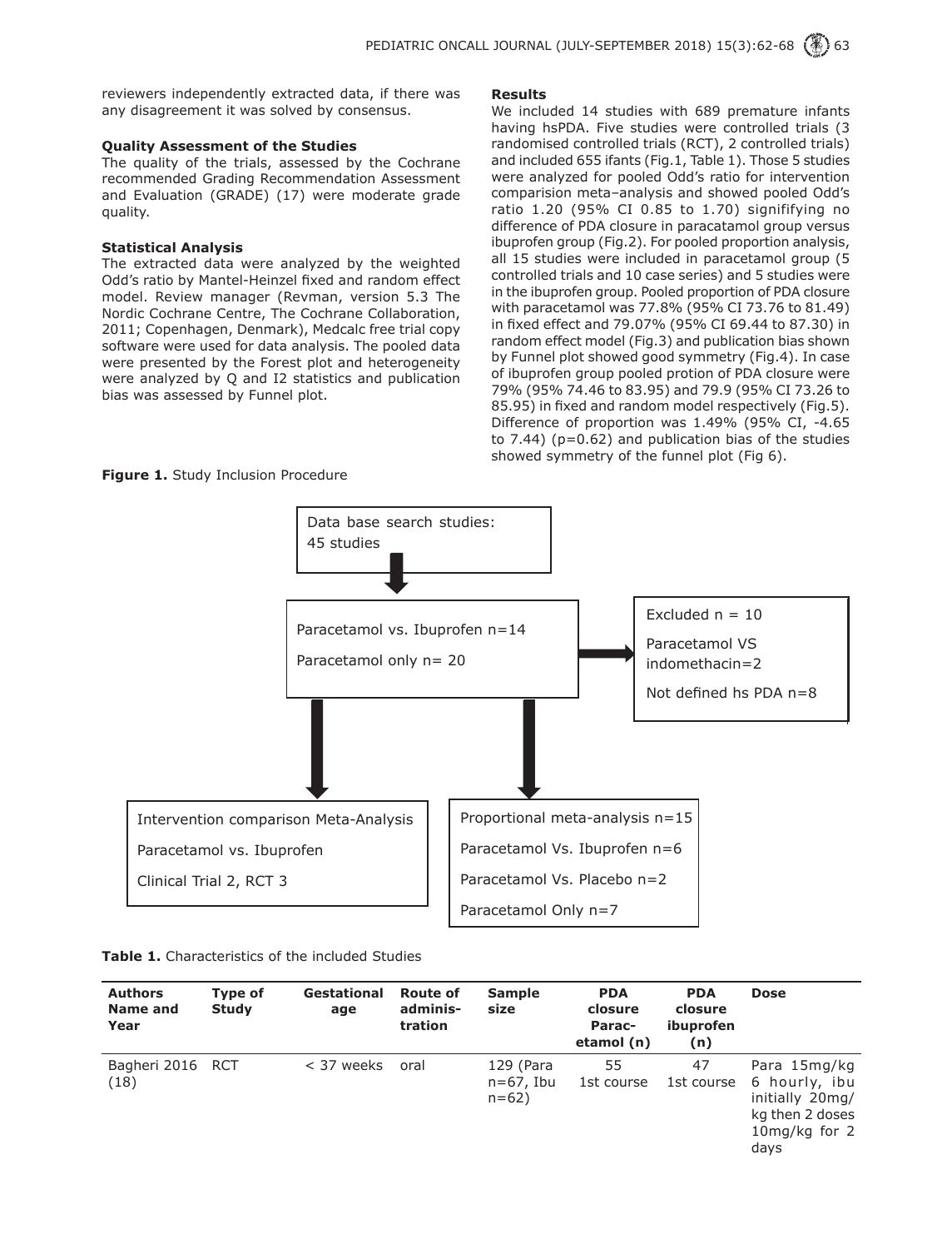reviewers independently extracted data, if there was any disagreement it was solved by consensus.

**Quality Assessment of the Studies**

The quality of the trials, assessed by the Cochrane recommended Grading Recommendation Assessment and Evaluation (GRADE) (17) were moderate grade quality.

**Statistical Analysis**

The extracted data were analyzed by the weighted Odd's ratio by Mantel-Heinzel fixed and random effect model. Review manager (Revman, version 5.3 The Nordic Cochrane Centre, The Cochrane Collaboration, 2011; Copenhagen, Denmark), Medcalc free trial copy software were used for data analysis. The pooled data were presented by the Forest plot and heterogeneity were analyzed by Q and I2 statistics and publication bias was assessed by Funnel plot.

**Results**

We included 14 studies with 689 premature infants having hsPDA. Five studies were controlled trials (3 randomised controlled trials (RCT), 2 controlled trials) and included 655 ifants (Fig.1, Table 1). Those 5 studies were analyzed for pooled Odd's ratio for intervention comparision meta–analysis and showed pooled Odd's ratio 1.20 (95% CI 0.85 to 1.70) signifiying no difference of PDA closure in paracatamol group versus ibuprofen group (Fig.2). For pooled proportion analysis, all 15 studies were included in paracetamol group (5 controlled trials and 10 case series) and 5 studies were in the ibuprofen group. Pooled proportion of PDA closure with paracetamol was 77.8% (95% CI 73.76 to 81.49) in fixed effect and 79.07% (95% CI 69.44 to 87.30) in random effect model (Fig.3) and publication bias shown by Funnel plot showed good symmetry (Fig.4). In case of ibuprofen group pooled protion of PDA closure were 79% (95% 74.46 to 83.95) and 79.9 (95% CI 73.26 to 85.95) in fixed and random model respectively (Fig.5). Difference of proportion was 1.49% (95% CI, -4.65 to 7.44) (p=0.62) and publication bias of the studies showed symmetry of the funnel plot (Fig 6).

**Figure 1.** Study Inclusion Procedure

Data base search studies: 45 studies

Paracetamol vs. Ibuprofen n=14

Paracetamol only n= 20

Excluded n = 10

Paracetamol VS indomethacin=2

Not defined hs PDA n=8

Intervention comparison Meta-Analysis

Paracetamol vs. Ibuprofen

Clinical Trial 2, RCT 3

Proportional meta-analysis n=15

Paracetamol Vs. Ibuprofen n=6

Paracetamol Vs. Placebo n=2

Paracetamol Only n=7

**Table 1.** Characteristics of the included Studies

| Authors Name and Year | Type of Study | Gestational age | Route of adminis-tration | Sample size | PDA closure Parac-etamol (n) | PDA closure ibuprofen (n) | Dose |
|---|---|---|---|---|---|---|---|
| Bagheri 2016 (18) | RCT | < 37 weeks | oral | 129 (Para n=67, Ibu n=62) | 55 1st course | 47 1st course | Para 15mg/kg 6 hourly, ibu initially 20mg/kg then 2 doses 10mg/kg for 2 days |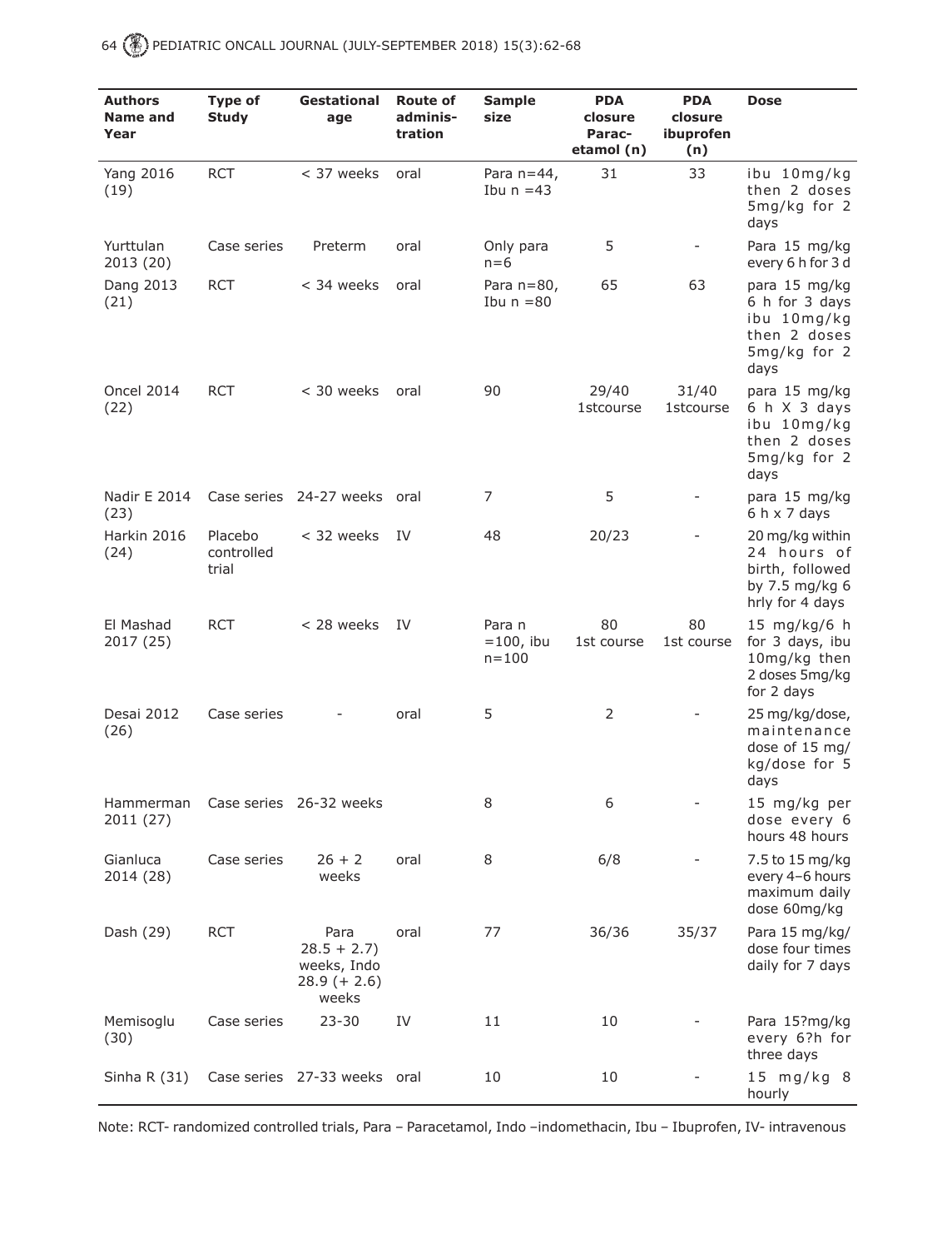| Authors Name and Year | Type of Study | Gestational age | Route of administration | Sample size | PDA closure Paracetamol (n) | PDA closure ibuprofen (n) | Dose |
|---|---|---|---|---|---|---|---|
| Yang 2016 (19) | RCT | < 37 weeks | oral | Para n=44, Ibu n =43 | 31 | 33 | ibu 10mg/kg then 2 doses 5mg/kg for 2 days |
| Yurttulan 2013 (20) | Case series | Preterm | oral | Only para n=6 | 5 | - | Para 15 mg/kg every 6 h for 3 d |
| Dang 2013 (21) | RCT | < 34 weeks | oral | Para n=80, Ibu n =80 | 65 | 63 | para 15 mg/kg 6 h for 3 days ibu 10mg/kg then 2 doses 5mg/kg for 2 days |
| Oncel 2014 (22) | RCT | < 30 weeks | oral | 90 | 29/40 1stcourse | 31/40 1stcourse | para 15 mg/kg 6 h X 3 days ibu 10mg/kg then 2 doses 5mg/kg for 2 days |
| Nadir E 2014 (23) | Case series | 24-27 weeks | oral | 7 | 5 | - | para 15 mg/kg 6 h x 7 days |
| Harkin 2016 (24) | Placebo controlled trial | < 32 weeks | IV | 48 | 20/23 | - | 20 mg/kg within 24 hours of birth, followed by 7.5 mg/kg 6 hrly for 4 days |
| El Mashad 2017 (25) | RCT | < 28 weeks | IV | Para n =100, ibu n=100 | 80 1st course | 80 1st course | 15 mg/kg/6 h for 3 days, ibu 10mg/kg then 2 doses 5mg/kg for 2 days |
| Desai 2012 (26) | Case series | - | oral | 5 | 2 | - | 25 mg/kg/dose, maintenance dose of 15 mg/kg/dose for 5 days |
| Hammerman 2011 (27) | Case series | 26-32 weeks | | 8 | 6 | - | 15 mg/kg per dose every 6 hours 48 hours |
| Gianluca 2014 (28) | Case series | 26 + 2 weeks | oral | 8 | 6/8 | - | 7.5 to 15 mg/kg every 4–6 hours maximum daily dose 60mg/kg |
| Dash (29) | RCT | Para 28.5 + 2.7) weeks, Indo 28.9 (+ 2.6) weeks | oral | 77 | 36/36 | 35/37 | Para 15 mg/kg/dose four times daily for 7 days |
| Memisoglu (30) | Case series | 23-30 | IV | 11 | 10 | - | Para 15?mg/kg every 6?h for three days |
| Sinha R (31) | Case series | 27-33 weeks | oral | 10 | 10 | - | 15 mg/kg 8 hourly |

Note: RCT- randomized controlled trials, Para – Paracetamol, Indo –indomethacin, Ibu – Ibuprofen, IV- intravenous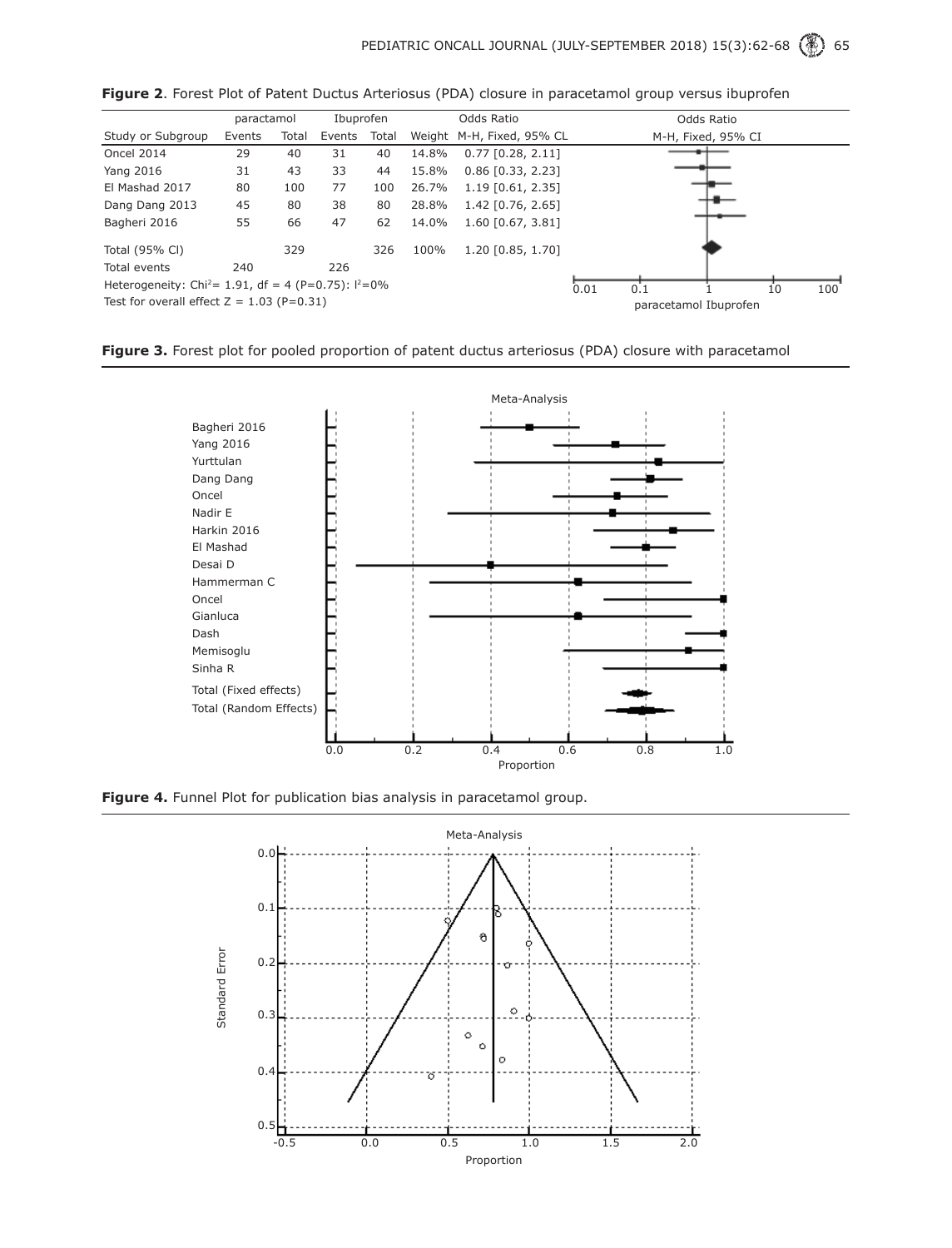**Figure 2**. Forest Plot of Patent Ductus Arteriosus (PDA) closure in paracetamol group versus ibuprofen

| Study or Subgroup | paractamol Events | paractamol Total | Ibuprofen Events | Ibuprofen Total | Weight | Odds Ratio M-H, Fixed, 95% CL |
|---|---|---|---|---|---|---|
| Oncel 2014 | 29 | 40 | 31 | 40 | 14.8% | 0.77 [0.28, 2.11] |
| Yang 2016 | 31 | 43 | 33 | 44 | 15.8% | 0.86 [0.33, 2.23] |
| El Mashad 2017 | 80 | 100 | 77 | 100 | 26.7% | 1.19 [0.61, 2.35] |
| Dang Dang 2013 | 45 | 80 | 38 | 80 | 28.8% | 1.42 [0.76, 2.65] |
| Bagheri 2016 | 55 | 66 | 47 | 62 | 14.0% | 1.60 [0.67, 3.81] |
| Total (95% Cl) | | 329 | | 326 | 100% | 1.20 [0.85, 1.70] |
| Total events | 240 | | 226 | | | |

Heterogeneity: $Chi^2$= 1.91, df = 4 (P=0.75): $I^2$=0%

Test for overall effect Z = 1.03 (P=0.31)

**Figure 3.** Forest plot for pooled proportion of patent ductus arteriosus (PDA) closure with paracetamol

**Figure 4.** Funnel Plot for publication bias analysis in paracetamol group.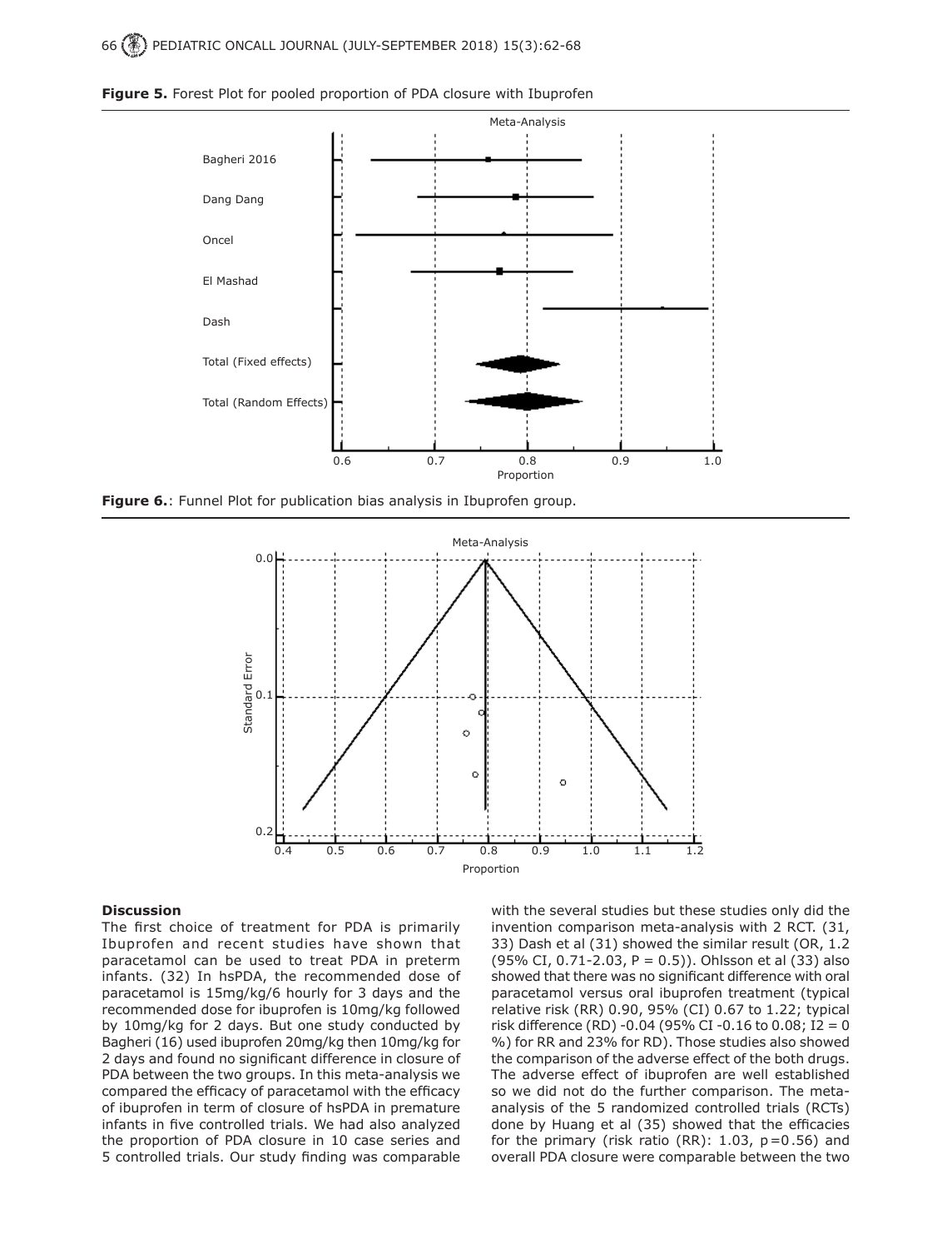**Figure 5.** Forest Plot for pooled proportion of PDA closure with Ibuprofen

**Figure 6.**: Funnel Plot for publication bias analysis in Ibuprofen group.

## Discussion

The first choice of treatment for PDA is primarily Ibuprofen and recent studies have shown that paracetamol can be used to treat PDA in preterm infants. (32) In hsPDA, the recommended dose of paracetamol is 15mg/kg/6 hourly for 3 days and the recommended dose for ibuprofen is 10mg/kg followed by 10mg/kg for 2 days. But one study conducted by Bagheri (16) used ibuprofen 20mg/kg then 10mg/kg for 2 days and found no significant difference in closure of PDA between the two groups. In this meta-analysis we compared the efficacy of paracetamol with the efficacy of ibuprofen in term of closure of hsPDA in premature infants in five controlled trials. We had also analyzed the proportion of PDA closure in 10 case series and 5 controlled trials. Our study finding was comparable with the several studies but these studies only did the invention comparison meta-analysis with 2 RCT. (31, 33) Dash et al (31) showed the similar result (OR, 1.2 (95% CI, 0.71-2.03, P = 0.5)). Ohlsson et al (33) also showed that there was no significant difference with oral paracetamol versus oral ibuprofen treatment (typical relative risk (RR) 0.90, 95% (CI) 0.67 to 1.22; typical risk difference (RD) -0.04 (95% CI -0.16 to 0.08; I2 = 0 %) for RR and 23% for RD). Those studies also showed the comparison of the adverse effect of the both drugs. The adverse effect of ibuprofen are well established so we did not do the further comparison. The meta-analysis of the 5 randomized controlled trials (RCTs) done by Huang et al (35) showed that the efficacies for the primary (risk ratio (RR): 1.03, p=0.56) and overall PDA closure were comparable between the two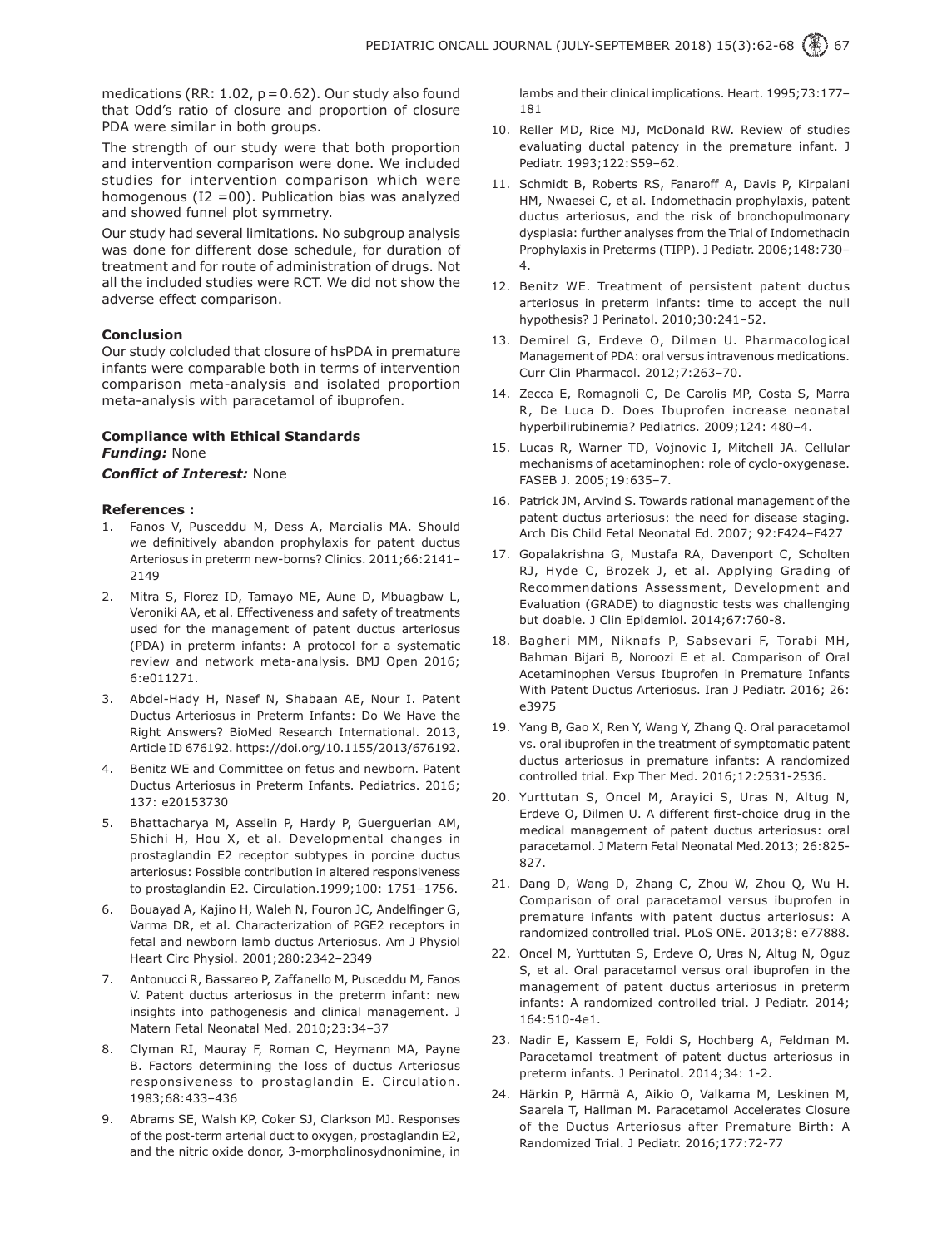medications (RR: 1.02, p = 0.62). Our study also found that Odd's ratio of closure and proportion of closure PDA were similar in both groups.

The strength of our study were that both proportion and intervention comparison were done. We included studies for intervention comparison which were homogenous (I2 =00). Publication bias was analyzed and showed funnel plot symmetry.

Our study had several limitations. No subgroup analysis was done for different dose schedule, for duration of treatment and for route of administration of drugs. Not all the included studies were RCT. We did not show the adverse effect comparison.

### Conclusion

Our study colcluded that closure of hsPDA in premature infants were comparable both in terms of intervention comparison meta-analysis and isolated proportion meta-analysis with paracetamol of ibuprofen.

### Compliance with Ethical Standards

***Funding:*** None

***Conflict of Interest:*** None

### References :

1. Fanos V, Pusceddu M, Dess A, Marcialis MA. Should we definitively abandon prophylaxis for patent ductus Arteriosus in preterm new-borns? Clinics. 2011;66:2141–2149
2. Mitra S, Florez ID, Tamayo ME, Aune D, Mbuagbaw L, Veroniki AA, et al. Effectiveness and safety of treatments used for the management of patent ductus arteriosus (PDA) in preterm infants: A protocol for a systematic review and network meta-analysis. BMJ Open 2016; 6:e011271.
3. Abdel-Hady H, Nasef N, Shabaan AE, Nour I. Patent Ductus Arteriosus in Preterm Infants: Do We Have the Right Answers? BioMed Research International. 2013, Article ID 676192. https://doi.org/10.1155/2013/676192.
4. Benitz WE and Committee on fetus and newborn. Patent Ductus Arteriosus in Preterm Infants. Pediatrics. 2016; 137: e20153730
5. Bhattacharya M, Asselin P, Hardy P, Guerguerian AM, Shichi H, Hou X, et al. Developmental changes in prostaglandin E2 receptor subtypes in porcine ductus arteriosus: Possible contribution in altered responsiveness to prostaglandin E2. Circulation.1999;100: 1751–1756.
6. Bouayad A, Kajino H, Waleh N, Fouron JC, Andelfinger G, Varma DR, et al. Characterization of PGE2 receptors in fetal and newborn lamb ductus Arteriosus. Am J Physiol Heart Circ Physiol. 2001;280:2342–2349
7. Antonucci R, Bassareo P, Zaffanello M, Pusceddu M, Fanos V. Patent ductus arteriosus in the preterm infant: new insights into pathogenesis and clinical management. J Matern Fetal Neonatal Med. 2010;23:34–37
8. Clyman RI, Mauray F, Roman C, Heymann MA, Payne B. Factors determining the loss of ductus Arteriosus responsiveness to prostaglandin E. Circulation. 1983;68:433–436
9. Abrams SE, Walsh KP, Coker SJ, Clarkson MJ. Responses of the post-term arterial duct to oxygen, prostaglandin E2, and the nitric oxide donor, 3-morpholinosydnonimine, in lambs and their clinical implications. Heart. 1995;73:177–181
10. Reller MD, Rice MJ, McDonald RW. Review of studies evaluating ductal patency in the premature infant. J Pediatr. 1993;122:S59–62.
11. Schmidt B, Roberts RS, Fanaroff A, Davis P, Kirpalani HM, Nwaesei C, et al. Indomethacin prophylaxis, patent ductus arteriosus, and the risk of bronchopulmonary dysplasia: further analyses from the Trial of Indomethacin Prophylaxis in Preterms (TIPP). J Pediatr. 2006;148:730–4.
12. Benitz WE. Treatment of persistent patent ductus arteriosus in preterm infants: time to accept the null hypothesis? J Perinatol. 2010;30:241–52.
13. Demirel G, Erdeve O, Dilmen U. Pharmacological Management of PDA: oral versus intravenous medications. Curr Clin Pharmacol. 2012;7:263–70.
14. Zecca E, Romagnoli C, De Carolis MP, Costa S, Marra R, De Luca D. Does Ibuprofen increase neonatal hyperbilirubinemia? Pediatrics. 2009;124: 480–4.
15. Lucas R, Warner TD, Vojnovic I, Mitchell JA. Cellular mechanisms of acetaminophen: role of cyclo-oxygenase. FASEB J. 2005;19:635–7.
16. Patrick JM, Arvind S. Towards rational management of the patent ductus arteriosus: the need for disease staging. Arch Dis Child Fetal Neonatal Ed. 2007; 92:F424–F427
17. Gopalakrishna G, Mustafa RA, Davenport C, Scholten RJ, Hyde C, Brozek J, et al. Applying Grading of Recommendations Assessment, Development and Evaluation (GRADE) to diagnostic tests was challenging but doable. J Clin Epidemiol. 2014;67:760-8.
18. Bagheri MM, Niknafs P, Sabsevari F, Torabi MH, Bahman Bijari B, Noroozi E et al. Comparison of Oral Acetaminophen Versus Ibuprofen in Premature Infants With Patent Ductus Arteriosus. Iran J Pediatr. 2016; 26: e3975
19. Yang B, Gao X, Ren Y, Wang Y, Zhang Q. Oral paracetamol vs. oral ibuprofen in the treatment of symptomatic patent ductus arteriosus in premature infants: A randomized controlled trial. Exp Ther Med. 2016;12:2531-2536.
20. Yurttutan S, Oncel M, Arayici S, Uras N, Altug N, Erdeve O, Dilmen U. A different first-choice drug in the medical management of patent ductus arteriosus: oral paracetamol. J Matern Fetal Neonatal Med.2013; 26:825-827.
21. Dang D, Wang D, Zhang C, Zhou W, Zhou Q, Wu H. Comparison of oral paracetamol versus ibuprofen in premature infants with patent ductus arteriosus: A randomized controlled trial. PLoS ONE. 2013;8: e77888.
22. Oncel M, Yurttutan S, Erdeve O, Uras N, Altug N, Oguz S, et al. Oral paracetamol versus oral ibuprofen in the management of patent ductus arteriosus in preterm infants: A randomized controlled trial. J Pediatr. 2014; 164:510-4e1.
23. Nadir E, Kassem E, Foldi S, Hochberg A, Feldman M. Paracetamol treatment of patent ductus arteriosus in preterm infants. J Perinatol. 2014;34: 1-2.
24. Härkin P, Härmä A, Aikio O, Valkama M, Leskinen M, Saarela T, Hallman M. Paracetamol Accelerates Closure of the Ductus Arteriosus after Premature Birth: A Randomized Trial. J Pediatr. 2016;177:72-77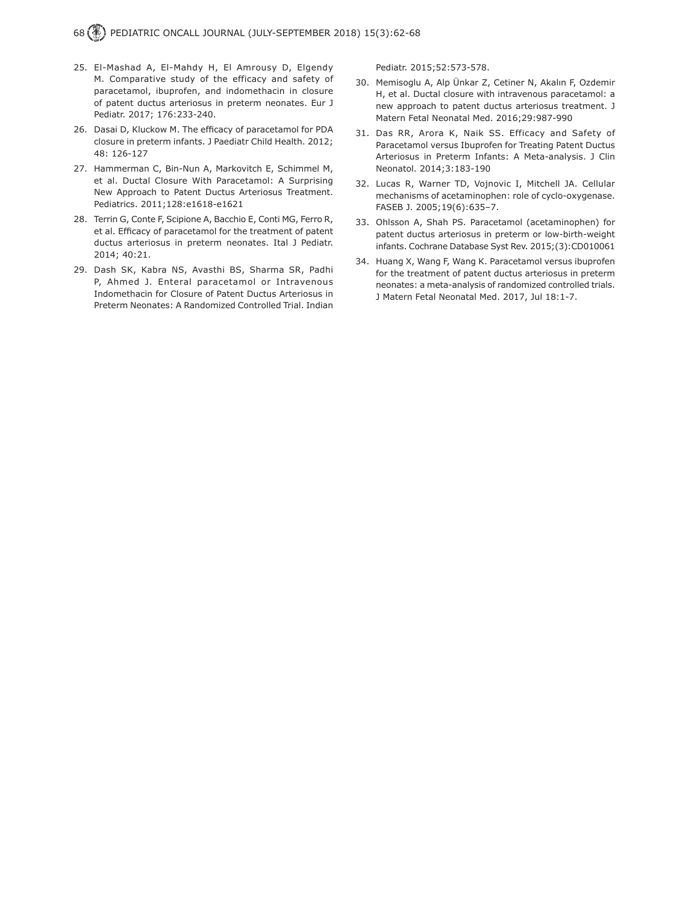25. El-Mashad A, El-Mahdy H, El Amrousy D, Elgendy M. Comparative study of the efficacy and safety of paracetamol, ibuprofen, and indomethacin in closure of patent ductus arteriosus in preterm neonates. Eur J Pediatr. 2017; 176:233-240.
26. Dasai D, Kluckow M. The efficacy of paracetamol for PDA closure in preterm infants. J Paediatr Child Health. 2012; 48: 126-127
27. Hammerman C, Bin-Nun A, Markovitch E, Schimmel M, et al. Ductal Closure With Paracetamol: A Surprising New Approach to Patent Ductus Arteriosus Treatment. Pediatrics. 2011;128:e1618-e1621
28. Terrin G, Conte F, Scipione A, Bacchio E, Conti MG, Ferro R, et al. Efficacy of paracetamol for the treatment of patent ductus arteriosus in preterm neonates. Ital J Pediatr. 2014; 40:21.
29. Dash SK, Kabra NS, Avasthi BS, Sharma SR, Padhi P, Ahmed J. Enteral paracetamol or Intravenous Indomethacin for Closure of Patent Ductus Arteriosus in Preterm Neonates: A Randomized Controlled Trial. Indian Pediatr. 2015;52:573-578.
30. Memisoglu A, Alp Ünkar Z, Cetiner N, Akalın F, Ozdemir H, et al. Ductal closure with intravenous paracetamol: a new approach to patent ductus arteriosus treatment. J Matern Fetal Neonatal Med. 2016;29:987-990
31. Das RR, Arora K, Naik SS. Efficacy and Safety of Paracetamol versus Ibuprofen for Treating Patent Ductus Arteriosus in Preterm Infants: A Meta-analysis. J Clin Neonatol. 2014;3:183-190
32. Lucas R, Warner TD, Vojnovic I, Mitchell JA. Cellular mechanisms of acetaminophen: role of cyclo-oxygenase. FASEB J. 2005;19(6):635–7.
33. Ohlsson A, Shah PS. Paracetamol (acetaminophen) for patent ductus arteriosus in preterm or low-birth-weight infants. Cochrane Database Syst Rev. 2015;(3):CD010061
34. Huang X, Wang F, Wang K. Paracetamol versus ibuprofen for the treatment of patent ductus arteriosus in preterm neonates: a meta-analysis of randomized controlled trials. J Matern Fetal Neonatal Med. 2017, Jul 18:1-7.